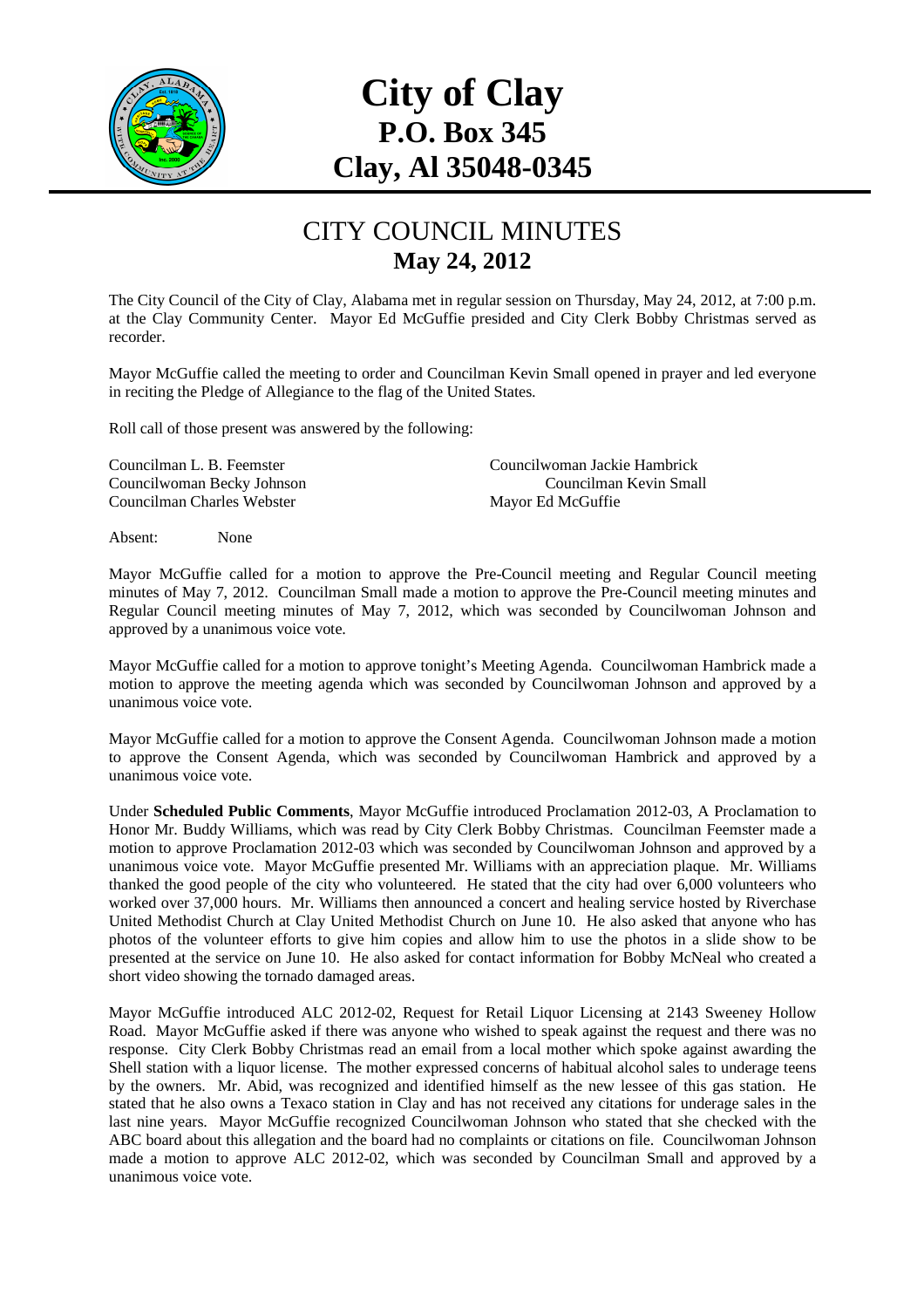# City of Clay
## P.O. Box 345
## Clay, Al 35048-0345

## CITY COUNCIL MINUTES
### May 24, 2012

The City Council of the City of Clay, Alabama met in regular session on Thursday, May 24, 2012, at 7:00 p.m. at the Clay Community Center. Mayor Ed McGuffie presided and City Clerk Bobby Christmas served as recorder.

Mayor McGuffie called the meeting to order and Councilman Kevin Small opened in prayer and led everyone in reciting the Pledge of Allegiance to the flag of the United States.

Roll call of those present was answered by the following:

Councilman L. B. Feemster
Councilwoman Jackie Hambrick
Councilwoman Becky Johnson
Councilman Kevin Small
Councilman Charles Webster
Mayor Ed McGuffie

Absent: None

Mayor McGuffie called for a motion to approve the Pre-Council meeting and Regular Council meeting minutes of May 7, 2012. Councilman Small made a motion to approve the Pre-Council meeting minutes and Regular Council meeting minutes of May 7, 2012, which was seconded by Councilwoman Johnson and approved by a unanimous voice vote.

Mayor McGuffie called for a motion to approve tonight's Meeting Agenda. Councilwoman Hambrick made a motion to approve the meeting agenda which was seconded by Councilwoman Johnson and approved by a unanimous voice vote.

Mayor McGuffie called for a motion to approve the Consent Agenda. Councilwoman Johnson made a motion to approve the Consent Agenda, which was seconded by Councilwoman Hambrick and approved by a unanimous voice vote.

Under **Scheduled Public Comments**, Mayor McGuffie introduced Proclamation 2012-03, A Proclamation to Honor Mr. Buddy Williams, which was read by City Clerk Bobby Christmas. Councilman Feemster made a motion to approve Proclamation 2012-03 which was seconded by Councilwoman Johnson and approved by a unanimous voice vote. Mayor McGuffie presented Mr. Williams with an appreciation plaque. Mr. Williams thanked the good people of the city who volunteered. He stated that the city had over 6,000 volunteers who worked over 37,000 hours. Mr. Williams then announced a concert and healing service hosted by Riverchase United Methodist Church at Clay United Methodist Church on June 10. He also asked that anyone who has photos of the volunteer efforts to give him copies and allow him to use the photos in a slide show to be presented at the service on June 10. He also asked for contact information for Bobby McNeal who created a short video showing the tornado damaged areas.

Mayor McGuffie introduced ALC 2012-02, Request for Retail Liquor Licensing at 2143 Sweeney Hollow Road. Mayor McGuffie asked if there was anyone who wished to speak against the request and there was no response. City Clerk Bobby Christmas read an email from a local mother which spoke against awarding the Shell station with a liquor license. The mother expressed concerns of habitual alcohol sales to underage teens by the owners. Mr. Abid, was recognized and identified himself as the new lessee of this gas station. He stated that he also owns a Texaco station in Clay and has not received any citations for underage sales in the last nine years. Mayor McGuffie recognized Councilwoman Johnson who stated that she checked with the ABC board about this allegation and the board had no complaints or citations on file. Councilwoman Johnson made a motion to approve ALC 2012-02, which was seconded by Councilman Small and approved by a unanimous voice vote.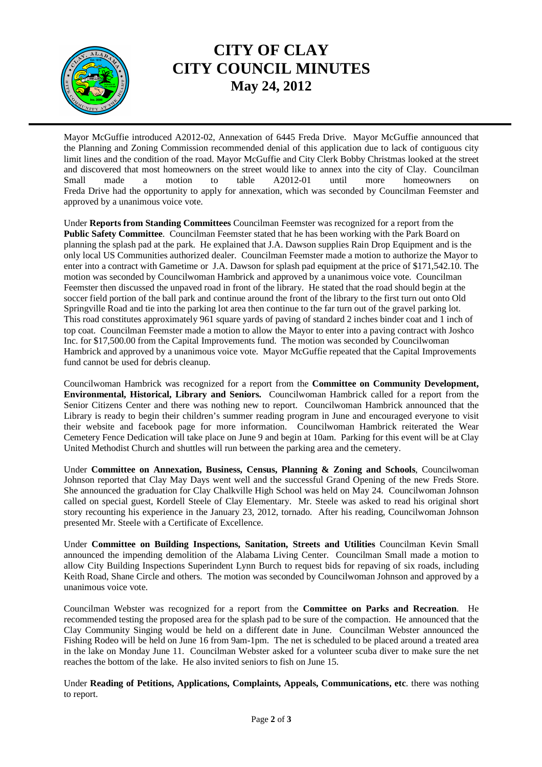# CITY OF CLAY
# CITY COUNCIL MINUTES
## May 24, 2012

Mayor McGuffie introduced A2012-02, Annexation of 6445 Freda Drive. Mayor McGuffie announced that the Planning and Zoning Commission recommended denial of this application due to lack of contiguous city limit lines and the condition of the road. Mayor McGuffie and City Clerk Bobby Christmas looked at the street and discovered that most homeowners on the street would like to annex into the city of Clay. Councilman Small made a motion to table A2012-01 until more homeowners on Freda Drive had the opportunity to apply for annexation, which was seconded by Councilman Feemster and approved by a unanimous voice vote.

Under **Reports from Standing Committees** Councilman Feemster was recognized for a report from the **Public Safety Committee**. Councilman Feemster stated that he has been working with the Park Board on planning the splash pad at the park. He explained that J.A. Dawson supplies Rain Drop Equipment and is the only local US Communities authorized dealer. Councilman Feemster made a motion to authorize the Mayor to enter into a contract with Gametime or J.A. Dawson for splash pad equipment at the price of $171,542.10. The motion was seconded by Councilwoman Hambrick and approved by a unanimous voice vote. Councilman Feemster then discussed the unpaved road in front of the library. He stated that the road should begin at the soccer field portion of the ball park and continue around the front of the library to the first turn out onto Old Springville Road and tie into the parking lot area then continue to the far turn out of the gravel parking lot. This road constitutes approximately 961 square yards of paving of standard 2 inches binder coat and 1 inch of top coat. Councilman Feemster made a motion to allow the Mayor to enter into a paving contract with Joshco Inc. for $17,500.00 from the Capital Improvements fund. The motion was seconded by Councilwoman Hambrick and approved by a unanimous voice vote. Mayor McGuffie repeated that the Capital Improvements fund cannot be used for debris cleanup.

Councilwoman Hambrick was recognized for a report from the **Committee on Community Development, Environmental, Historical, Library and Seniors.** Councilwoman Hambrick called for a report from the Senior Citizens Center and there was nothing new to report. Councilwoman Hambrick announced that the Library is ready to begin their children's summer reading program in June and encouraged everyone to visit their website and facebook page for more information. Councilwoman Hambrick reiterated the Wear Cemetery Fence Dedication will take place on June 9 and begin at 10am. Parking for this event will be at Clay United Methodist Church and shuttles will run between the parking area and the cemetery.

Under **Committee on Annexation, Business, Census, Planning & Zoning and Schools**, Councilwoman Johnson reported that Clay May Days went well and the successful Grand Opening of the new Freds Store. She announced the graduation for Clay Chalkville High School was held on May 24. Councilwoman Johnson called on special guest, Kordell Steele of Clay Elementary. Mr. Steele was asked to read his original short story recounting his experience in the January 23, 2012, tornado. After his reading, Councilwoman Johnson presented Mr. Steele with a Certificate of Excellence.

Under **Committee on Building Inspections, Sanitation, Streets and Utilities** Councilman Kevin Small announced the impending demolition of the Alabama Living Center. Councilman Small made a motion to allow City Building Inspections Superintendent Lynn Burch to request bids for repaving of six roads, including Keith Road, Shane Circle and others. The motion was seconded by Councilwoman Johnson and approved by a unanimous voice vote.

Councilman Webster was recognized for a report from the **Committee on Parks and Recreation**. He recommended testing the proposed area for the splash pad to be sure of the compaction. He announced that the Clay Community Singing would be held on a different date in June. Councilman Webster announced the Fishing Rodeo will be held on June 16 from 9am-1pm. The net is scheduled to be placed around a treated area in the lake on Monday June 11. Councilman Webster asked for a volunteer scuba diver to make sure the net reaches the bottom of the lake. He also invited seniors to fish on June 15.

Under **Reading of Petitions, Applications, Complaints, Appeals, Communications, etc**. there was nothing to report.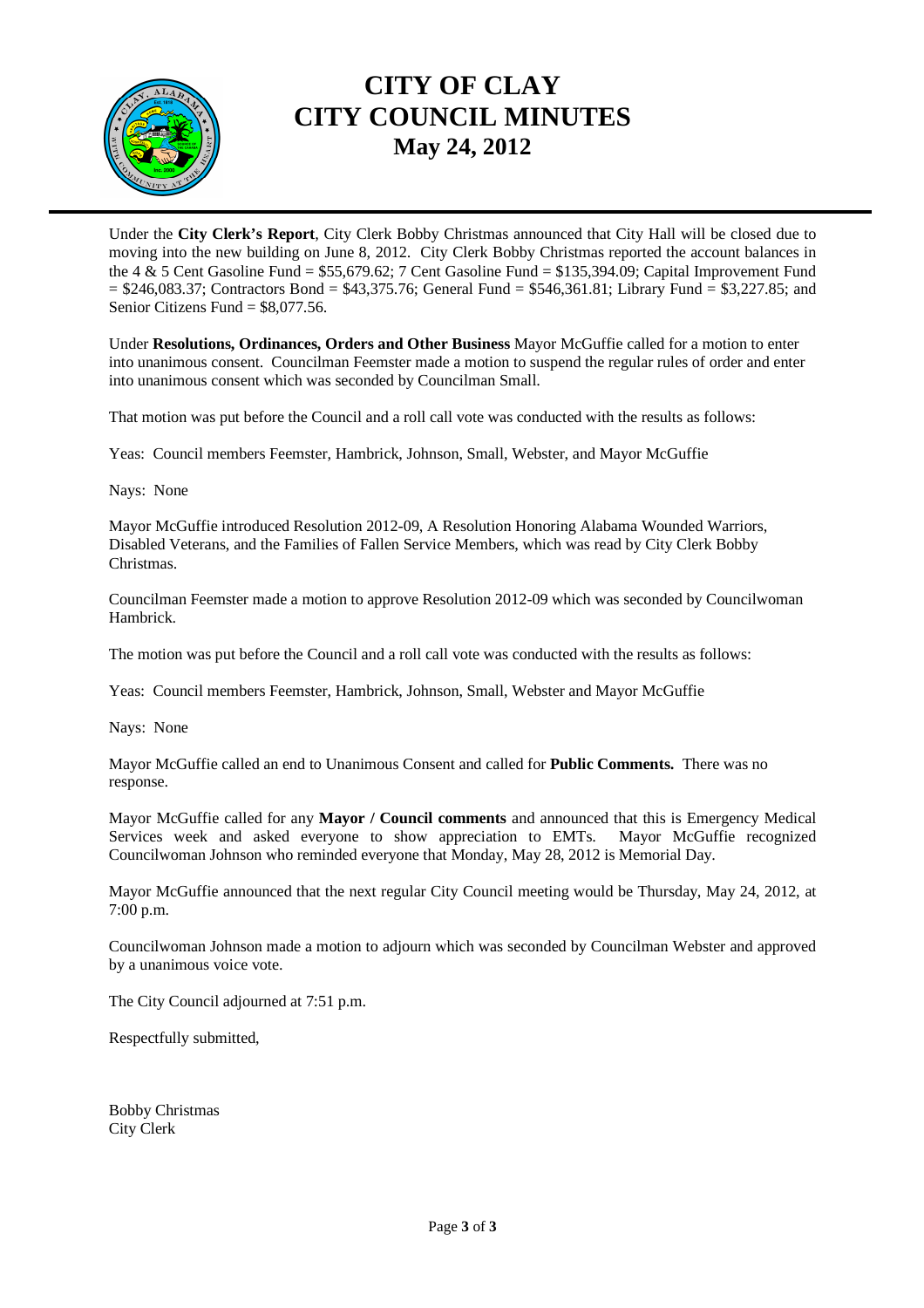# CITY OF CLAY
# CITY COUNCIL MINUTES
## May 24, 2012

Under the **City Clerk's Report**, City Clerk Bobby Christmas announced that City Hall will be closed due to moving into the new building on June 8, 2012. City Clerk Bobby Christmas reported the account balances in the 4 & 5 Cent Gasoline Fund = $55,679.62; 7 Cent Gasoline Fund = $135,394.09; Capital Improvement Fund = $246,083.37; Contractors Bond = $43,375.76; General Fund = $546,361.81; Library Fund = $3,227.85; and Senior Citizens Fund = $8,077.56.

Under **Resolutions, Ordinances, Orders and Other Business** Mayor McGuffie called for a motion to enter into unanimous consent. Councilman Feemster made a motion to suspend the regular rules of order and enter into unanimous consent which was seconded by Councilman Small.

That motion was put before the Council and a roll call vote was conducted with the results as follows:

Yeas: Council members Feemster, Hambrick, Johnson, Small, Webster, and Mayor McGuffie

Nays: None

Mayor McGuffie introduced Resolution 2012-09, A Resolution Honoring Alabama Wounded Warriors, Disabled Veterans, and the Families of Fallen Service Members, which was read by City Clerk Bobby Christmas.

Councilman Feemster made a motion to approve Resolution 2012-09 which was seconded by Councilwoman Hambrick.

The motion was put before the Council and a roll call vote was conducted with the results as follows:

Yeas: Council members Feemster, Hambrick, Johnson, Small, Webster and Mayor McGuffie

Nays: None

Mayor McGuffie called an end to Unanimous Consent and called for **Public Comments.** There was no response.

Mayor McGuffie called for any **Mayor / Council comments** and announced that this is Emergency Medical Services week and asked everyone to show appreciation to EMTs. Mayor McGuffie recognized Councilwoman Johnson who reminded everyone that Monday, May 28, 2012 is Memorial Day.

Mayor McGuffie announced that the next regular City Council meeting would be Thursday, May 24, 2012, at 7:00 p.m.

Councilwoman Johnson made a motion to adjourn which was seconded by Councilman Webster and approved by a unanimous voice vote.

The City Council adjourned at 7:51 p.m.

Respectfully submitted,

Bobby Christmas
City Clerk